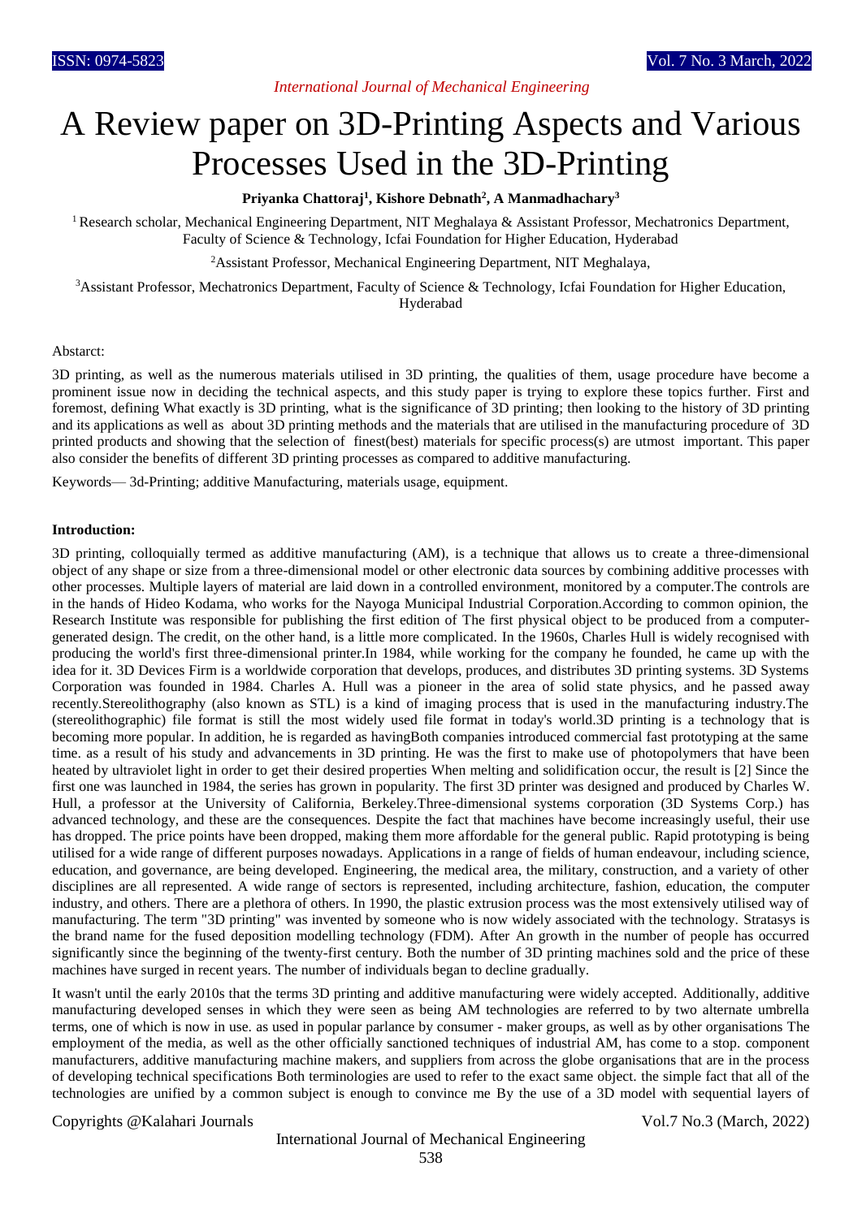*International Journal of Mechanical Engineering*

# A Review paper on 3D-Printing Aspects and Various Processes Used in the 3D-Printing

**Priyanka Chattoraj[1], Kishore Debnath[2], A Manmadhachary[3]**

[1] Research scholar, Mechanical Engineering Department, NIT Meghalaya & Assistant Professor, Mechatronics Department, Faculty of Science & Technology, Icfai Foundation for Higher Education, Hyderabad

[2]Assistant Professor, Mechanical Engineering Department, NIT Meghalaya,

[3]Assistant Professor, Mechatronics Department, Faculty of Science & Technology, Icfai Foundation for Higher Education, Hyderabad

Abstarct:

3D printing, as well as the numerous materials utilised in 3D printing, the qualities of them, usage procedure have become a prominent issue now in deciding the technical aspects, and this study paper is trying to explore these topics further. First and foremost, defining What exactly is 3D printing, what is the significance of 3D printing; then looking to the history of 3D printing and its applications as well as about 3D printing methods and the materials that are utilised in the manufacturing procedure of 3D printed products and showing that the selection of finest(best) materials for specific process(s) are utmost important. This paper also consider the benefits of different 3D printing processes as compared to additive manufacturing.

Keywords— 3d-Printing; additive Manufacturing, materials usage, equipment.

**Introduction:**

3D printing, colloquially termed as additive manufacturing (AM), is a technique that allows us to create a three-dimensional object of any shape or size from a three-dimensional model or other electronic data sources by combining additive processes with other processes. Multiple layers of material are laid down in a controlled environment, monitored by a computer.The controls are in the hands of Hideo Kodama, who works for the Nayoga Municipal Industrial Corporation.According to common opinion, the Research Institute was responsible for publishing the first edition of The first physical object to be produced from a computer-generated design. The credit, on the other hand, is a little more complicated. In the 1960s, Charles Hull is widely recognised with producing the world's first three-dimensional printer.In 1984, while working for the company he founded, he came up with the idea for it. 3D Devices Firm is a worldwide corporation that develops, produces, and distributes 3D printing systems. 3D Systems Corporation was founded in 1984. Charles A. Hull was a pioneer in the area of solid state physics, and he passed away recently.Stereolithography (also known as STL) is a kind of imaging process that is used in the manufacturing industry.The (stereolithographic) file format is still the most widely used file format in today's world.3D printing is a technology that is becoming more popular. In addition, he is regarded as havingBoth companies introduced commercial fast prototyping at the same time. as a result of his study and advancements in 3D printing. He was the first to make use of photopolymers that have been heated by ultraviolet light in order to get their desired properties When melting and solidification occur, the result is [2] Since the first one was launched in 1984, the series has grown in popularity. The first 3D printer was designed and produced by Charles W. Hull, a professor at the University of California, Berkeley.Three-dimensional systems corporation (3D Systems Corp.) has advanced technology, and these are the consequences. Despite the fact that machines have become increasingly useful, their use has dropped. The price points have been dropped, making them more affordable for the general public. Rapid prototyping is being utilised for a wide range of different purposes nowadays. Applications in a range of fields of human endeavour, including science, education, and governance, are being developed. Engineering, the medical area, the military, construction, and a variety of other disciplines are all represented. A wide range of sectors is represented, including architecture, fashion, education, the computer industry, and others. There are a plethora of others. In 1990, the plastic extrusion process was the most extensively utilised way of manufacturing. The term "3D printing" was invented by someone who is now widely associated with the technology. Stratasys is the brand name for the fused deposition modelling technology (FDM). After An growth in the number of people has occurred significantly since the beginning of the twenty-first century. Both the number of 3D printing machines sold and the price of these machines have surged in recent years. The number of individuals began to decline gradually.

It wasn't until the early 2010s that the terms 3D printing and additive manufacturing were widely accepted. Additionally, additive manufacturing developed senses in which they were seen as being AM technologies are referred to by two alternate umbrella terms, one of which is now in use. as used in popular parlance by consumer - maker groups, as well as by other organisations The employment of the media, as well as the other officially sanctioned techniques of industrial AM, has come to a stop. component manufacturers, additive manufacturing machine makers, and suppliers from across the globe organisations that are in the process of developing technical specifications Both terminologies are used to refer to the exact same object. the simple fact that all of the technologies are unified by a common subject is enough to convince me By the use of a 3D model with sequential layers of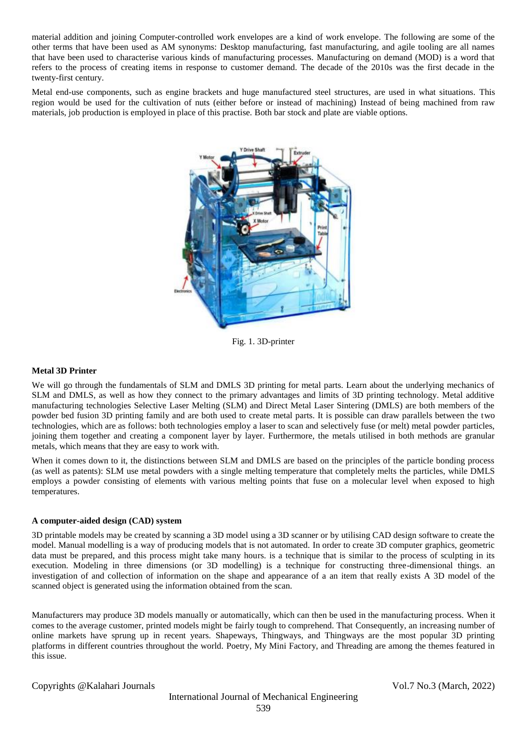material addition and joining Computer-controlled work envelopes are a kind of work envelope. The following are some of the other terms that have been used as AM synonyms: Desktop manufacturing, fast manufacturing, and agile tooling are all names that have been used to characterise various kinds of manufacturing processes. Manufacturing on demand (MOD) is a word that refers to the process of creating items in response to customer demand. The decade of the 2010s was the first decade in the twenty-first century.

Metal end-use components, such as engine brackets and huge manufactured steel structures, are used in what situations. This region would be used for the cultivation of nuts (either before or instead of machining) Instead of being machined from raw materials, job production is employed in place of this practise. Both bar stock and plate are viable options.

Fig. 1. 3D-printer

#### Metal 3D Printer

We will go through the fundamentals of SLM and DMLS 3D printing for metal parts. Learn about the underlying mechanics of SLM and DMLS, as well as how they connect to the primary advantages and limits of 3D printing technology. Metal additive manufacturing technologies Selective Laser Melting (SLM) and Direct Metal Laser Sintering (DMLS) are both members of the powder bed fusion 3D printing family and are both used to create metal parts. It is possible can draw parallels between the two technologies, which are as follows: both technologies employ a laser to scan and selectively fuse (or melt) metal powder particles, joining them together and creating a component layer by layer. Furthermore, the metals utilised in both methods are granular metals, which means that they are easy to work with.

When it comes down to it, the distinctions between SLM and DMLS are based on the principles of the particle bonding process (as well as patents): SLM use metal powders with a single melting temperature that completely melts the particles, while DMLS employs a powder consisting of elements with various melting points that fuse on a molecular level when exposed to high temperatures.

#### A computer-aided design (CAD) system

3D printable models may be created by scanning a 3D model using a 3D scanner or by utilising CAD design software to create the model. Manual modelling is a way of producing models that is not automated. In order to create 3D computer graphics, geometric data must be prepared, and this process might take many hours. is a technique that is similar to the process of sculpting in its execution. Modeling in three dimensions (or 3D modelling) is a technique for constructing three-dimensional things. an investigation of and collection of information on the shape and appearance of a an item that really exists A 3D model of the scanned object is generated using the information obtained from the scan.

Manufacturers may produce 3D models manually or automatically, which can then be used in the manufacturing process. When it comes to the average customer, printed models might be fairly tough to comprehend. That Consequently, an increasing number of online markets have sprung up in recent years. Shapeways, Thingways, and Thingways are the most popular 3D printing platforms in different countries throughout the world. Poetry, My Mini Factory, and Threading are among the themes featured in this issue.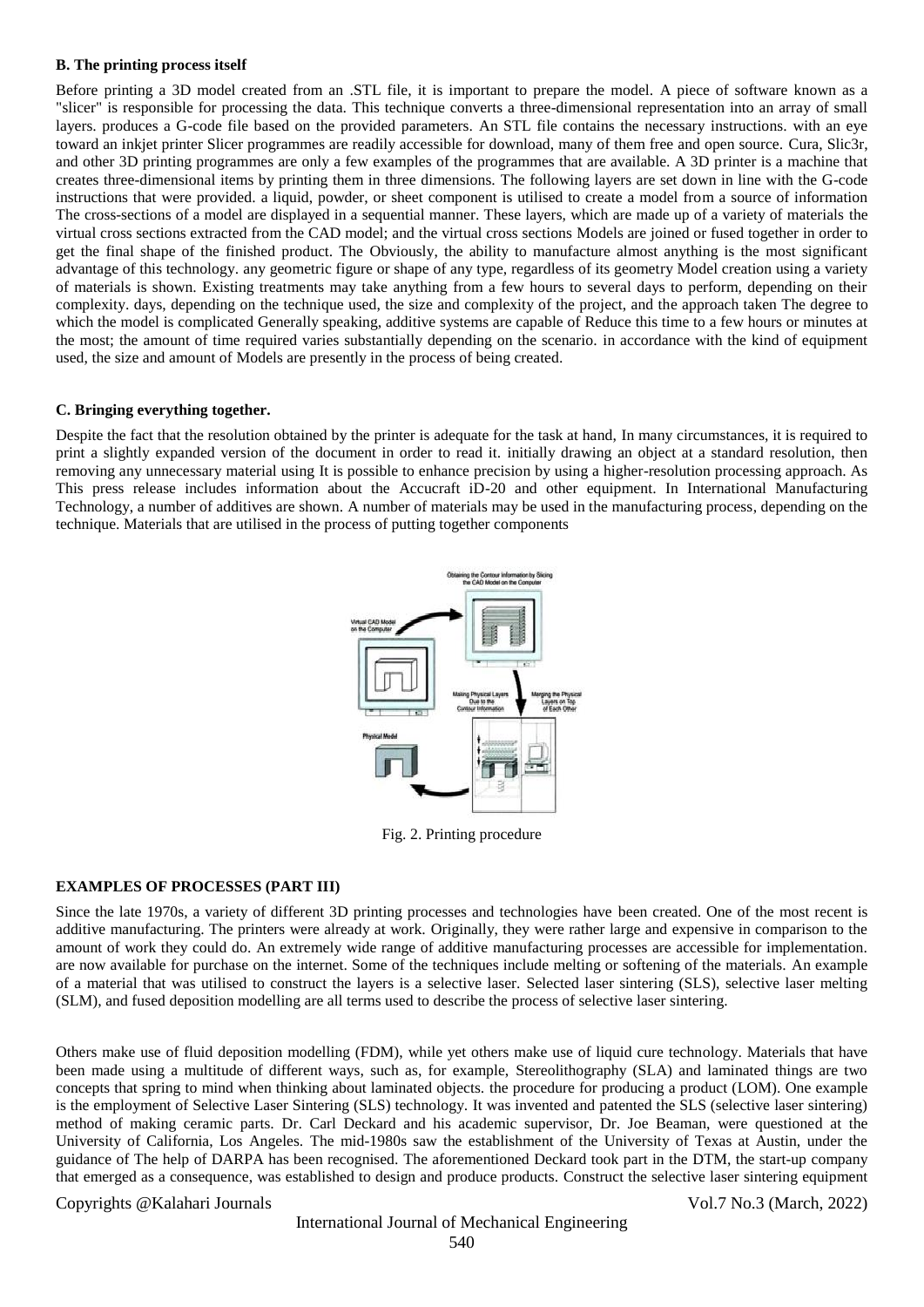#### B. The printing process itself

Before printing a 3D model created from an .STL file, it is important to prepare the model. A piece of software known as a "slicer" is responsible for processing the data. This technique converts a three-dimensional representation into an array of small layers. produces a G-code file based on the provided parameters. An STL file contains the necessary instructions. with an eye toward an inkjet printer Slicer programmes are readily accessible for download, many of them free and open source. Cura, Slic3r, and other 3D printing programmes are only a few examples of the programmes that are available. A 3D printer is a machine that creates three-dimensional items by printing them in three dimensions. The following layers are set down in line with the G-code instructions that were provided. a liquid, powder, or sheet component is utilised to create a model from a source of information The cross-sections of a model are displayed in a sequential manner. These layers, which are made up of a variety of materials the virtual cross sections extracted from the CAD model; and the virtual cross sections Models are joined or fused together in order to get the final shape of the finished product. The Obviously, the ability to manufacture almost anything is the most significant advantage of this technology. any geometric figure or shape of any type, regardless of its geometry Model creation using a variety of materials is shown. Existing treatments may take anything from a few hours to several days to perform, depending on their complexity. days, depending on the technique used, the size and complexity of the project, and the approach taken The degree to which the model is complicated Generally speaking, additive systems are capable of Reduce this time to a few hours or minutes at the most; the amount of time required varies substantially depending on the scenario. in accordance with the kind of equipment used, the size and amount of Models are presently in the process of being created.

#### C. Bringing everything together.

Despite the fact that the resolution obtained by the printer is adequate for the task at hand, In many circumstances, it is required to print a slightly expanded version of the document in order to read it. initially drawing an object at a standard resolution, then removing any unnecessary material using It is possible to enhance precision by using a higher-resolution processing approach. As This press release includes information about the Accucraft iD-20 and other equipment. In International Manufacturing Technology, a number of additives are shown. A number of materials may be used in the manufacturing process, depending on the technique. Materials that are utilised in the process of putting together components

Fig. 2. Printing procedure

### EXAMPLES OF PROCESSES (PART III)

Since the late 1970s, a variety of different 3D printing processes and technologies have been created. One of the most recent is additive manufacturing. The printers were already at work. Originally, they were rather large and expensive in comparison to the amount of work they could do. An extremely wide range of additive manufacturing processes are accessible for implementation. are now available for purchase on the internet. Some of the techniques include melting or softening of the materials. An example of a material that was utilised to construct the layers is a selective laser. Selected laser sintering (SLS), selective laser melting (SLM), and fused deposition modelling are all terms used to describe the process of selective laser sintering.

Others make use of fluid deposition modelling (FDM), while yet others make use of liquid cure technology. Materials that have been made using a multitude of different ways, such as, for example, Stereolithography (SLA) and laminated things are two concepts that spring to mind when thinking about laminated objects. the procedure for producing a product (LOM). One example is the employment of Selective Laser Sintering (SLS) technology. It was invented and patented the SLS (selective laser sintering) method of making ceramic parts. Dr. Carl Deckard and his academic supervisor, Dr. Joe Beaman, were questioned at the University of California, Los Angeles. The mid-1980s saw the establishment of the University of Texas at Austin, under the guidance of The help of DARPA has been recognised. The aforementioned Deckard took part in the DTM, the start-up company that emerged as a consequence, was established to design and produce products. Construct the selective laser sintering equipment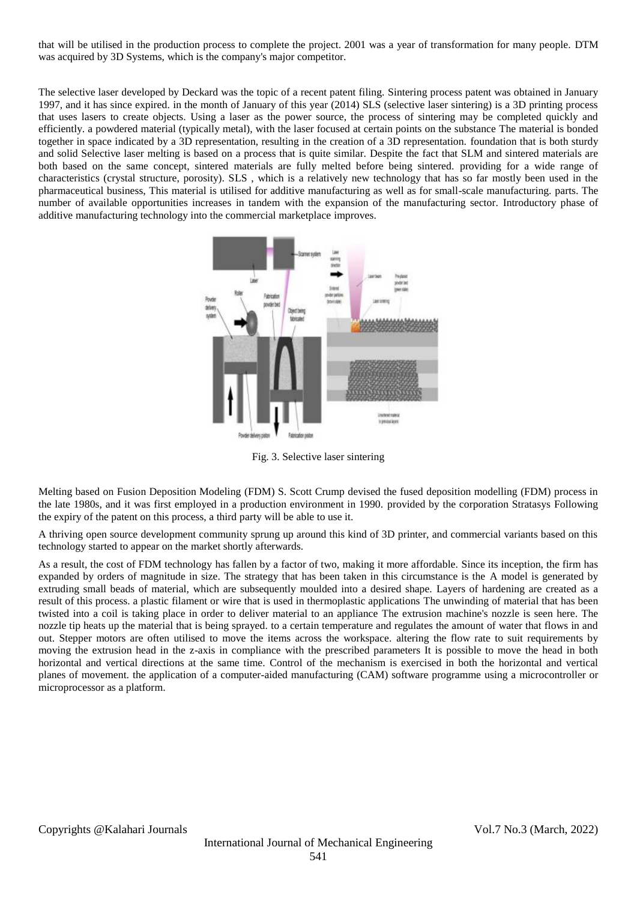that will be utilised in the production process to complete the project. 2001 was a year of transformation for many people. DTM was acquired by 3D Systems, which is the company's major competitor.

The selective laser developed by Deckard was the topic of a recent patent filing. Sintering process patent was obtained in January 1997, and it has since expired. in the month of January of this year (2014) SLS (selective laser sintering) is a 3D printing process that uses lasers to create objects. Using a laser as the power source, the process of sintering may be completed quickly and efficiently. a powdered material (typically metal), with the laser focused at certain points on the substance The material is bonded together in space indicated by a 3D representation, resulting in the creation of a 3D representation. foundation that is both sturdy and solid Selective laser melting is based on a process that is quite similar. Despite the fact that SLM and sintered materials are both based on the same concept, sintered materials are fully melted before being sintered. providing for a wide range of characteristics (crystal structure, porosity). SLS , which is a relatively new technology that has so far mostly been used in the pharmaceutical business, This material is utilised for additive manufacturing as well as for small-scale manufacturing. parts. The number of available opportunities increases in tandem with the expansion of the manufacturing sector. Introductory phase of additive manufacturing technology into the commercial marketplace improves.

Fig. 3. Selective laser sintering

Melting based on Fusion Deposition Modeling (FDM) S. Scott Crump devised the fused deposition modelling (FDM) process in the late 1980s, and it was first employed in a production environment in 1990. provided by the corporation Stratasys Following the expiry of the patent on this process, a third party will be able to use it.

A thriving open source development community sprung up around this kind of 3D printer, and commercial variants based on this technology started to appear on the market shortly afterwards.

As a result, the cost of FDM technology has fallen by a factor of two, making it more affordable. Since its inception, the firm has expanded by orders of magnitude in size. The strategy that has been taken in this circumstance is the A model is generated by extruding small beads of material, which are subsequently moulded into a desired shape. Layers of hardening are created as a result of this process. a plastic filament or wire that is used in thermoplastic applications The unwinding of material that has been twisted into a coil is taking place in order to deliver material to an appliance The extrusion machine's nozzle is seen here. The nozzle tip heats up the material that is being sprayed. to a certain temperature and regulates the amount of water that flows in and out. Stepper motors are often utilised to move the items across the workspace. altering the flow rate to suit requirements by moving the extrusion head in the z-axis in compliance with the prescribed parameters It is possible to move the head in both horizontal and vertical directions at the same time. Control of the mechanism is exercised in both the horizontal and vertical planes of movement. the application of a computer-aided manufacturing (CAM) software programme using a microcontroller or microprocessor as a platform.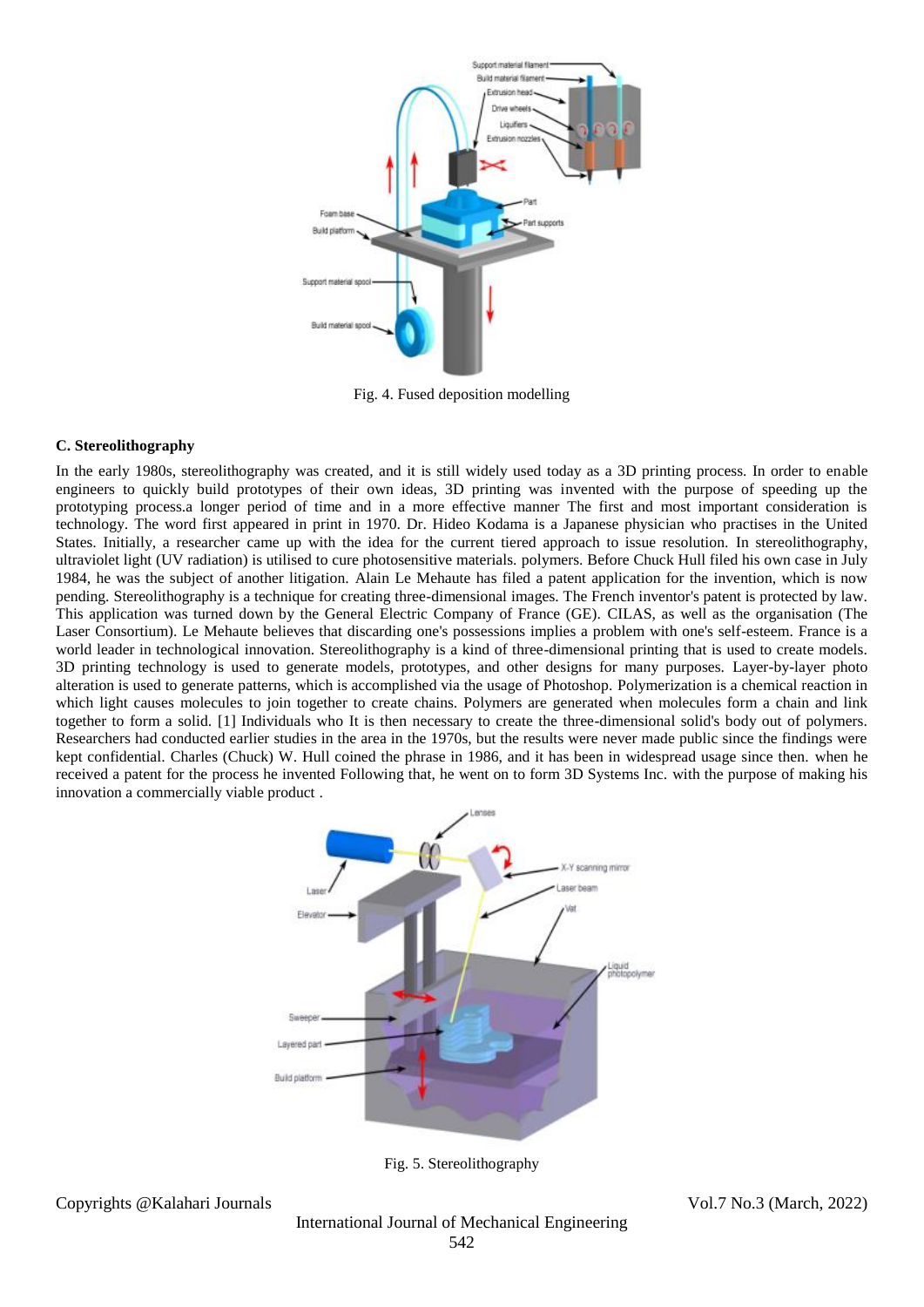Fig. 4. Fused deposition modelling

### C. Stereolithography

In the early 1980s, stereolithography was created, and it is still widely used today as a 3D printing process. In order to enable engineers to quickly build prototypes of their own ideas, 3D printing was invented with the purpose of speeding up the prototyping process.a longer period of time and in a more effective manner The first and most important consideration is technology. The word first appeared in print in 1970. Dr. Hideo Kodama is a Japanese physician who practises in the United States. Initially, a researcher came up with the idea for the current tiered approach to issue resolution. In stereolithography, ultraviolet light (UV radiation) is utilised to cure photosensitive materials. polymers. Before Chuck Hull filed his own case in July 1984, he was the subject of another litigation. Alain Le Mehaute has filed a patent application for the invention, which is now pending. Stereolithography is a technique for creating three-dimensional images. The French inventor's patent is protected by law. This application was turned down by the General Electric Company of France (GE). CILAS, as well as the organisation (The Laser Consortium). Le Mehaute believes that discarding one's possessions implies a problem with one's self-esteem. France is a world leader in technological innovation. Stereolithography is a kind of three-dimensional printing that is used to create models. 3D printing technology is used to generate models, prototypes, and other designs for many purposes. Layer-by-layer photo alteration is used to generate patterns, which is accomplished via the usage of Photoshop. Polymerization is a chemical reaction in which light causes molecules to join together to create chains. Polymers are generated when molecules form a chain and link together to form a solid. [1] Individuals who It is then necessary to create the three-dimensional solid's body out of polymers. Researchers had conducted earlier studies in the area in the 1970s, but the results were never made public since the findings were kept confidential. Charles (Chuck) W. Hull coined the phrase in 1986, and it has been in widespread usage since then. when he received a patent for the process he invented Following that, he went on to form 3D Systems Inc. with the purpose of making his innovation a commercially viable product .

Fig. 5. Stereolithography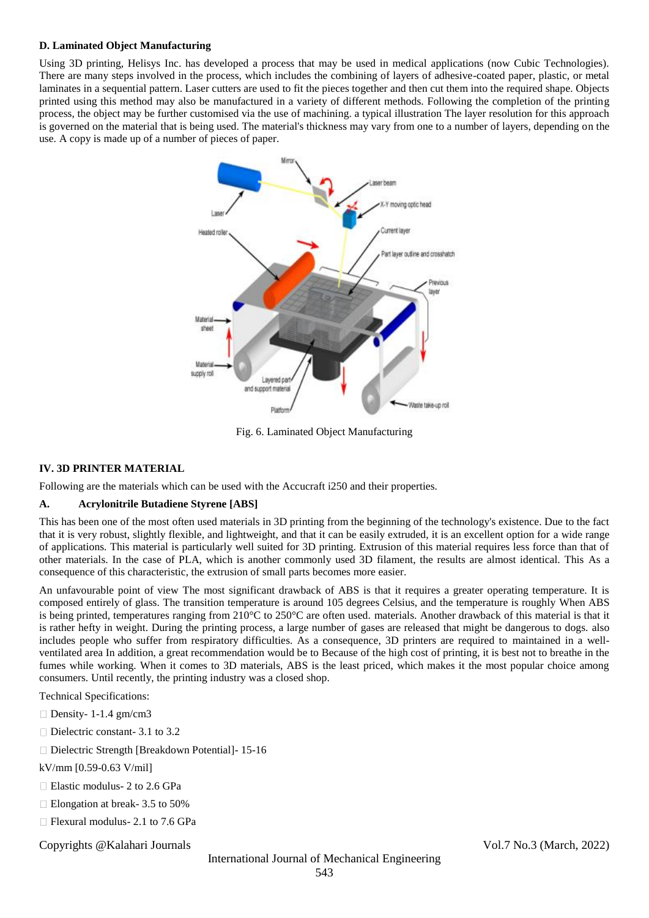### D. Laminated Object Manufacturing

Using 3D printing, Helisys Inc. has developed a process that may be used in medical applications (now Cubic Technologies). There are many steps involved in the process, which includes the combining of layers of adhesive-coated paper, plastic, or metal laminates in a sequential pattern. Laser cutters are used to fit the pieces together and then cut them into the required shape. Objects printed using this method may also be manufactured in a variety of different methods. Following the completion of the printing process, the object may be further customised via the use of machining. a typical illustration The layer resolution for this approach is governed on the material that is being used. The material's thickness may vary from one to a number of layers, depending on the use. A copy is made up of a number of pieces of paper.

Fig. 6. Laminated Object Manufacturing

## IV. 3D PRINTER MATERIAL

Following are the materials which can be used with the Accucraft i250 and their properties.

### A. Acrylonitrile Butadiene Styrene [ABS]

This has been one of the most often used materials in 3D printing from the beginning of the technology's existence. Due to the fact that it is very robust, slightly flexible, and lightweight, and that it can be easily extruded, it is an excellent option for a wide range of applications. This material is particularly well suited for 3D printing. Extrusion of this material requires less force than that of other materials. In the case of PLA, which is another commonly used 3D filament, the results are almost identical. This As a consequence of this characteristic, the extrusion of small parts becomes more easier.

An unfavourable point of view The most significant drawback of ABS is that it requires a greater operating temperature. It is composed entirely of glass. The transition temperature is around 105 degrees Celsius, and the temperature is roughly When ABS is being printed, temperatures ranging from 210°C to 250°C are often used. materials. Another drawback of this material is that it is rather hefty in weight. During the printing process, a large number of gases are released that might be dangerous to dogs. also includes people who suffer from respiratory difficulties. As a consequence, 3D printers are required to maintained in a well-ventilated area In addition, a great recommendation would be to Because of the high cost of printing, it is best not to breathe in the fumes while working. When it comes to 3D materials, ABS is the least priced, which makes it the most popular choice among consumers. Until recently, the printing industry was a closed shop.

Technical Specifications:

- Density- 1-1.4 gm/cm3
- Dielectric constant- 3.1 to 3.2
- Dielectric Strength [Breakdown Potential]- 15-16 kV/mm [0.59-0.63 V/mil]
- Elastic modulus- 2 to 2.6 GPa
- Elongation at break- 3.5 to 50%
- Flexural modulus- 2.1 to 7.6 GPa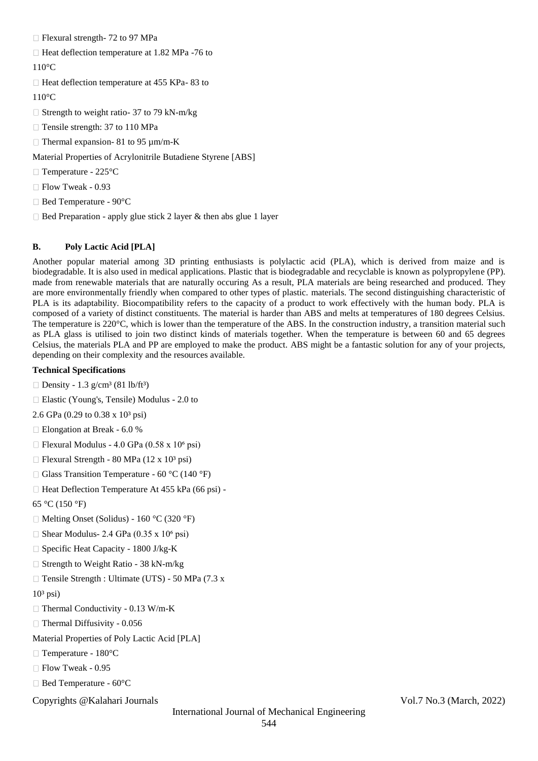- Flexural strength- 72 to 97 MPa
- Heat deflection temperature at 1.82 MPa -76 to 110°C
- Heat deflection temperature at 455 KPa- 83 to 110°C
- Strength to weight ratio- 37 to 79 kN-m/kg
- Tensile strength: 37 to 110 MPa
- Thermal expansion- 81 to 95 µm/m-K

Material Properties of Acrylonitrile Butadiene Styrene [ABS]

- Temperature - 225°C
- Flow Tweak - 0.93
- Bed Temperature - 90°C
- Bed Preparation - apply glue stick 2 layer & then abs glue 1 layer

### B. Poly Lactic Acid [PLA]

Another popular material among 3D printing enthusiasts is polylactic acid (PLA), which is derived from maize and is biodegradable. It is also used in medical applications. Plastic that is biodegradable and recyclable is known as polypropylene (PP). made from renewable materials that are naturally occuring As a result, PLA materials are being researched and produced. They are more environmentally friendly when compared to other types of plastic. materials. The second distinguishing characteristic of PLA is its adaptability. Biocompatibility refers to the capacity of a product to work effectively with the human body. PLA is composed of a variety of distinct constituents. The material is harder than ABS and melts at temperatures of 180 degrees Celsius. The temperature is 220°C, which is lower than the temperature of the ABS. In the construction industry, a transition material such as PLA glass is utilised to join two distinct kinds of materials together. When the temperature is between 60 and 65 degrees Celsius, the materials PLA and PP are employed to make the product. ABS might be a fantastic solution for any of your projects, depending on their complexity and the resources available.

**Technical Specifications**

- Density - 1.3 g/cm³ (81 lb/ft³)
- Elastic (Young's, Tensile) Modulus - 2.0 to 2.6 GPa (0.29 to 0.38 x $10^3$ psi)
- Elongation at Break - 6.0 %
- Flexural Modulus - 4.0 GPa (0.58 x $10^6$ psi)
- Flexural Strength - 80 MPa (12 x $10^3$ psi)
- Glass Transition Temperature - 60 °C (140 °F)
- Heat Deflection Temperature At 455 kPa (66 psi) - 65 °C (150 °F)
- Melting Onset (Solidus) - 160 °C (320 °F)
- Shear Modulus- 2.4 GPa (0.35 x $10^6$ psi)
- Specific Heat Capacity - 1800 J/kg-K
- Strength to Weight Ratio - 38 kN-m/kg
- Tensile Strength : Ultimate (UTS) - 50 MPa (7.3 x $10^3$ psi)
- Thermal Conductivity - 0.13 W/m-K
- Thermal Diffusivity - 0.056

Material Properties of Poly Lactic Acid [PLA]

- Temperature - 180°C
- Flow Tweak - 0.95
- Bed Temperature - 60°C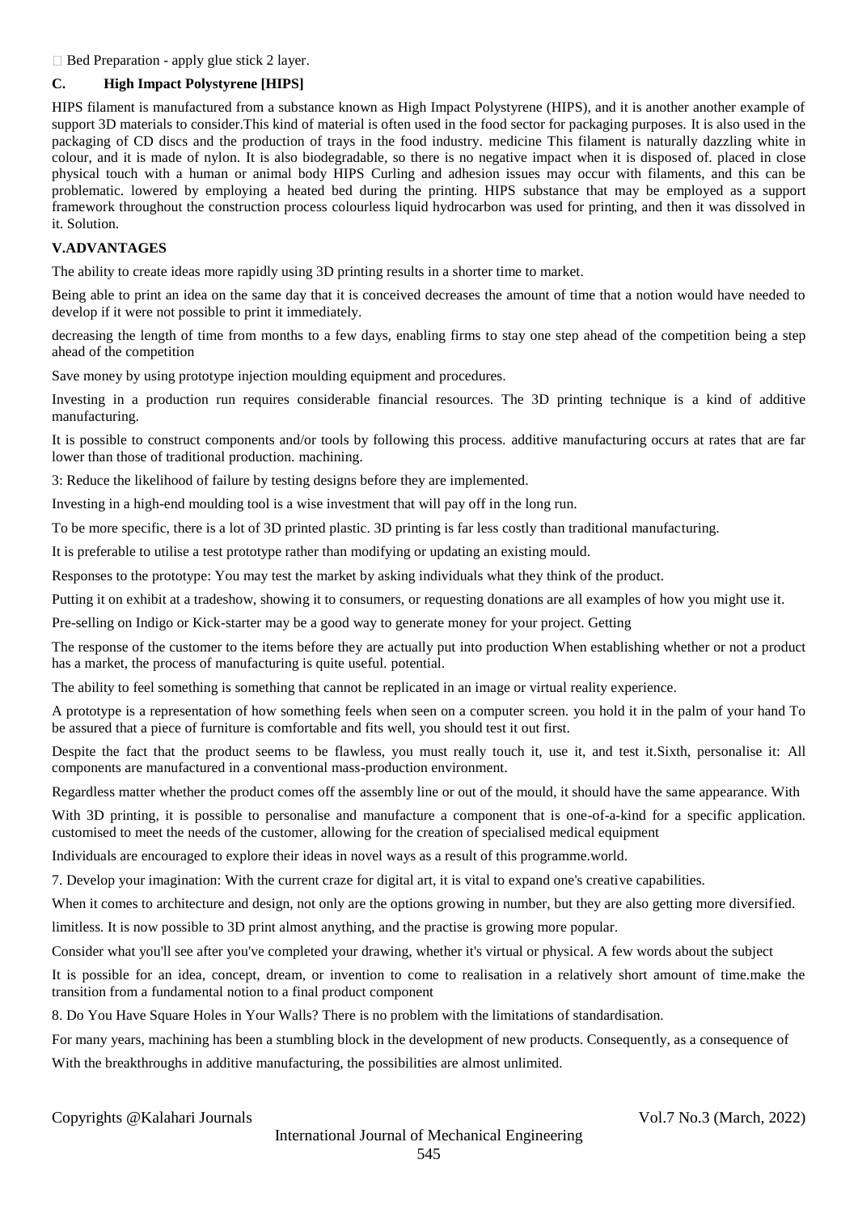-  Bed Preparation - apply glue stick 2 layer.

### C. High Impact Polystyrene [HIPS]

HIPS filament is manufactured from a substance known as High Impact Polystyrene (HIPS), and it is another another example of support 3D materials to consider.This kind of material is often used in the food sector for packaging purposes. It is also used in the packaging of CD discs and the production of trays in the food industry. medicine This filament is naturally dazzling white in colour, and it is made of nylon. It is also biodegradable, so there is no negative impact when it is disposed of. placed in close physical touch with a human or animal body HIPS Curling and adhesion issues may occur with filaments, and this can be problematic. lowered by employing a heated bed during the printing. HIPS substance that may be employed as a support framework throughout the construction process colourless liquid hydrocarbon was used for printing, and then it was dissolved in it. Solution.

## V.ADVANTAGES

The ability to create ideas more rapidly using 3D printing results in a shorter time to market.

Being able to print an idea on the same day that it is conceived decreases the amount of time that a notion would have needed to develop if it were not possible to print it immediately.

decreasing the length of time from months to a few days, enabling firms to stay one step ahead of the competition being a step ahead of the competition

Save money by using prototype injection moulding equipment and procedures.

Investing in a production run requires considerable financial resources. The 3D printing technique is a kind of additive manufacturing.

It is possible to construct components and/or tools by following this process. additive manufacturing occurs at rates that are far lower than those of traditional production. machining.

3: Reduce the likelihood of failure by testing designs before they are implemented.

Investing in a high-end moulding tool is a wise investment that will pay off in the long run.

To be more specific, there is a lot of 3D printed plastic. 3D printing is far less costly than traditional manufacturing.

It is preferable to utilise a test prototype rather than modifying or updating an existing mould.

Responses to the prototype: You may test the market by asking individuals what they think of the product.

Putting it on exhibit at a tradeshow, showing it to consumers, or requesting donations are all examples of how you might use it.

Pre-selling on Indigo or Kick-starter may be a good way to generate money for your project. Getting

The response of the customer to the items before they are actually put into production When establishing whether or not a product has a market, the process of manufacturing is quite useful. potential.

The ability to feel something is something that cannot be replicated in an image or virtual reality experience.

A prototype is a representation of how something feels when seen on a computer screen. you hold it in the palm of your hand To be assured that a piece of furniture is comfortable and fits well, you should test it out first.

Despite the fact that the product seems to be flawless, you must really touch it, use it, and test it.Sixth, personalise it: All components are manufactured in a conventional mass-production environment.

Regardless matter whether the product comes off the assembly line or out of the mould, it should have the same appearance. With

With 3D printing, it is possible to personalise and manufacture a component that is one-of-a-kind for a specific application. customised to meet the needs of the customer, allowing for the creation of specialised medical equipment

Individuals are encouraged to explore their ideas in novel ways as a result of this programme.world.

7. Develop your imagination: With the current craze for digital art, it is vital to expand one's creative capabilities.

When it comes to architecture and design, not only are the options growing in number, but they are also getting more diversified.

limitless. It is now possible to 3D print almost anything, and the practise is growing more popular.

Consider what you'll see after you've completed your drawing, whether it's virtual or physical. A few words about the subject

It is possible for an idea, concept, dream, or invention to come to realisation in a relatively short amount of time.make the transition from a fundamental notion to a final product component

8. Do You Have Square Holes in Your Walls? There is no problem with the limitations of standardisation.

For many years, machining has been a stumbling block in the development of new products. Consequently, as a consequence of

With the breakthroughs in additive manufacturing, the possibilities are almost unlimited.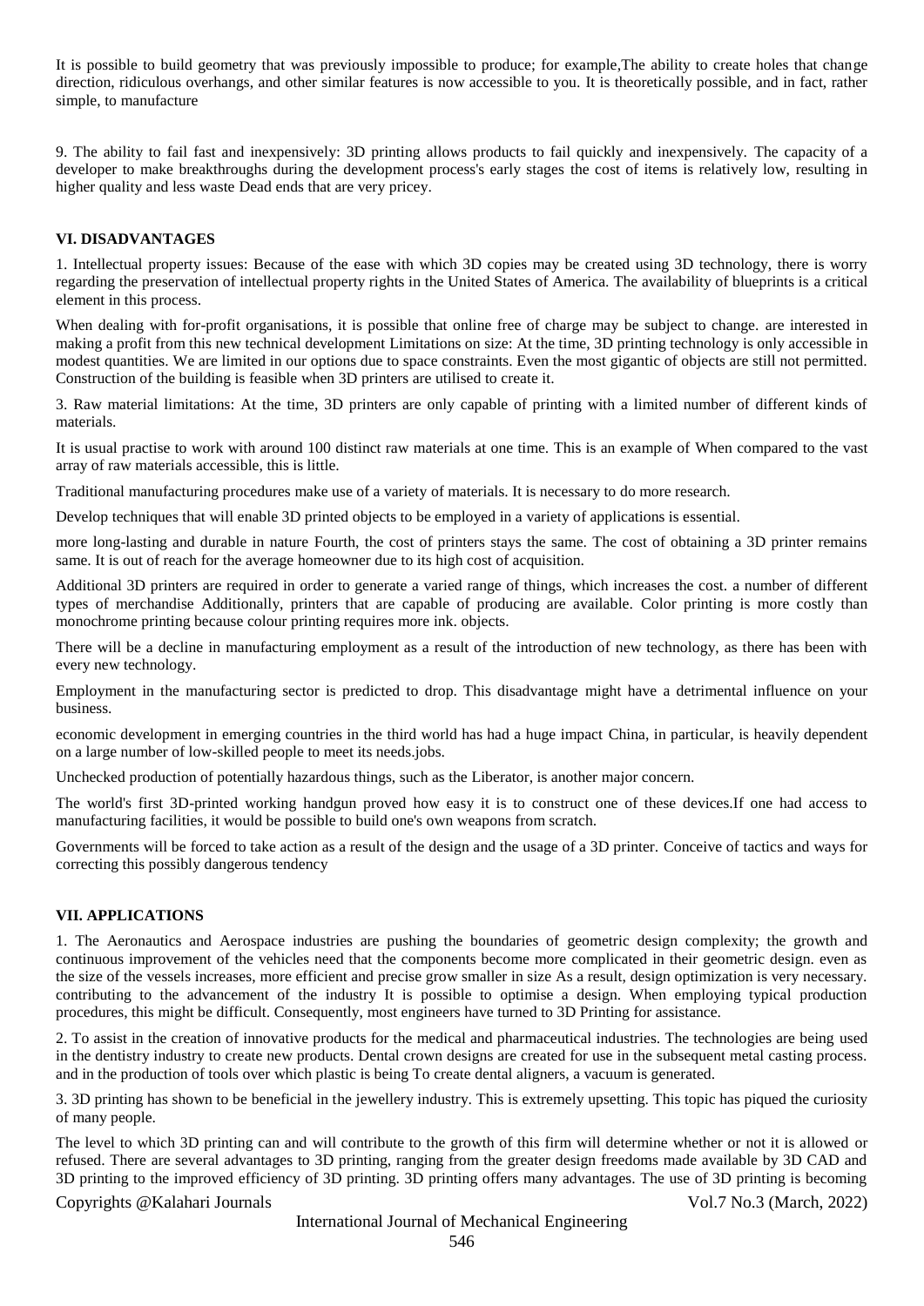It is possible to build geometry that was previously impossible to produce; for example,The ability to create holes that change direction, ridiculous overhangs, and other similar features is now accessible to you. It is theoretically possible, and in fact, rather simple, to manufacture

9. The ability to fail fast and inexpensively: 3D printing allows products to fail quickly and inexpensively. The capacity of a developer to make breakthroughs during the development process's early stages the cost of items is relatively low, resulting in higher quality and less waste Dead ends that are very pricey.

### VI. DISADVANTAGES

1. Intellectual property issues: Because of the ease with which 3D copies may be created using 3D technology, there is worry regarding the preservation of intellectual property rights in the United States of America. The availability of blueprints is a critical element in this process.

When dealing with for-profit organisations, it is possible that online free of charge may be subject to change. are interested in making a profit from this new technical development Limitations on size: At the time, 3D printing technology is only accessible in modest quantities. We are limited in our options due to space constraints. Even the most gigantic of objects are still not permitted. Construction of the building is feasible when 3D printers are utilised to create it.

3. Raw material limitations: At the time, 3D printers are only capable of printing with a limited number of different kinds of materials.

It is usual practise to work with around 100 distinct raw materials at one time. This is an example of When compared to the vast array of raw materials accessible, this is little.

Traditional manufacturing procedures make use of a variety of materials. It is necessary to do more research.

Develop techniques that will enable 3D printed objects to be employed in a variety of applications is essential.

more long-lasting and durable in nature Fourth, the cost of printers stays the same. The cost of obtaining a 3D printer remains same. It is out of reach for the average homeowner due to its high cost of acquisition.

Additional 3D printers are required in order to generate a varied range of things, which increases the cost. a number of different types of merchandise Additionally, printers that are capable of producing are available. Color printing is more costly than monochrome printing because colour printing requires more ink. objects.

There will be a decline in manufacturing employment as a result of the introduction of new technology, as there has been with every new technology.

Employment in the manufacturing sector is predicted to drop. This disadvantage might have a detrimental influence on your business.

economic development in emerging countries in the third world has had a huge impact China, in particular, is heavily dependent on a large number of low-skilled people to meet its needs.jobs.

Unchecked production of potentially hazardous things, such as the Liberator, is another major concern.

The world's first 3D-printed working handgun proved how easy it is to construct one of these devices.If one had access to manufacturing facilities, it would be possible to build one's own weapons from scratch.

Governments will be forced to take action as a result of the design and the usage of a 3D printer. Conceive of tactics and ways for correcting this possibly dangerous tendency

### VII. APPLICATIONS

1. The Aeronautics and Aerospace industries are pushing the boundaries of geometric design complexity; the growth and continuous improvement of the vehicles need that the components become more complicated in their geometric design. even as the size of the vessels increases, more efficient and precise grow smaller in size As a result, design optimization is very necessary. contributing to the advancement of the industry It is possible to optimise a design. When employing typical production procedures, this might be difficult. Consequently, most engineers have turned to 3D Printing for assistance.

2. To assist in the creation of innovative products for the medical and pharmaceutical industries. The technologies are being used in the dentistry industry to create new products. Dental crown designs are created for use in the subsequent metal casting process. and in the production of tools over which plastic is being To create dental aligners, a vacuum is generated.

3. 3D printing has shown to be beneficial in the jewellery industry. This is extremely upsetting. This topic has piqued the curiosity of many people.

The level to which 3D printing can and will contribute to the growth of this firm will determine whether or not it is allowed or refused. There are several advantages to 3D printing, ranging from the greater design freedoms made available by 3D CAD and 3D printing to the improved efficiency of 3D printing. 3D printing offers many advantages. The use of 3D printing is becoming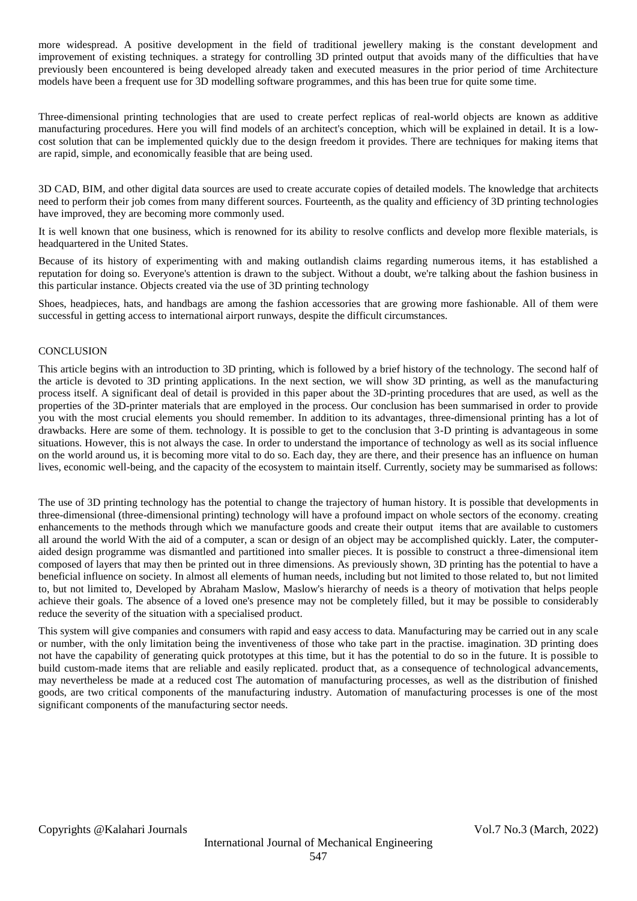more widespread. A positive development in the field of traditional jewellery making is the constant development and improvement of existing techniques. a strategy for controlling 3D printed output that avoids many of the difficulties that have previously been encountered is being developed already taken and executed measures in the prior period of time Architecture models have been a frequent use for 3D modelling software programmes, and this has been true for quite some time.

Three-dimensional printing technologies that are used to create perfect replicas of real-world objects are known as additive manufacturing procedures. Here you will find models of an architect's conception, which will be explained in detail. It is a low-cost solution that can be implemented quickly due to the design freedom it provides. There are techniques for making items that are rapid, simple, and economically feasible that are being used.

3D CAD, BIM, and other digital data sources are used to create accurate copies of detailed models. The knowledge that architects need to perform their job comes from many different sources. Fourteenth, as the quality and efficiency of 3D printing technologies have improved, they are becoming more commonly used.

It is well known that one business, which is renowned for its ability to resolve conflicts and develop more flexible materials, is headquartered in the United States.

Because of its history of experimenting with and making outlandish claims regarding numerous items, it has established a reputation for doing so. Everyone's attention is drawn to the subject. Without a doubt, we're talking about the fashion business in this particular instance. Objects created via the use of 3D printing technology

Shoes, headpieces, hats, and handbags are among the fashion accessories that are growing more fashionable. All of them were successful in getting access to international airport runways, despite the difficult circumstances.

## CONCLUSION

This article begins with an introduction to 3D printing, which is followed by a brief history of the technology. The second half of the article is devoted to 3D printing applications. In the next section, we will show 3D printing, as well as the manufacturing process itself. A significant deal of detail is provided in this paper about the 3D-printing procedures that are used, as well as the properties of the 3D-printer materials that are employed in the process. Our conclusion has been summarised in order to provide you with the most crucial elements you should remember. In addition to its advantages, three-dimensional printing has a lot of drawbacks. Here are some of them. technology. It is possible to get to the conclusion that 3-D printing is advantageous in some situations. However, this is not always the case. In order to understand the importance of technology as well as its social influence on the world around us, it is becoming more vital to do so. Each day, they are there, and their presence has an influence on human lives, economic well-being, and the capacity of the ecosystem to maintain itself. Currently, society may be summarised as follows:

The use of 3D printing technology has the potential to change the trajectory of human history. It is possible that developments in three-dimensional (three-dimensional printing) technology will have a profound impact on whole sectors of the economy. creating enhancements to the methods through which we manufacture goods and create their output items that are available to customers all around the world With the aid of a computer, a scan or design of an object may be accomplished quickly. Later, the computer-aided design programme was dismantled and partitioned into smaller pieces. It is possible to construct a three-dimensional item composed of layers that may then be printed out in three dimensions. As previously shown, 3D printing has the potential to have a beneficial influence on society. In almost all elements of human needs, including but not limited to those related to, but not limited to, but not limited to, Developed by Abraham Maslow, Maslow's hierarchy of needs is a theory of motivation that helps people achieve their goals. The absence of a loved one's presence may not be completely filled, but it may be possible to considerably reduce the severity of the situation with a specialised product.

This system will give companies and consumers with rapid and easy access to data. Manufacturing may be carried out in any scale or number, with the only limitation being the inventiveness of those who take part in the practise. imagination. 3D printing does not have the capability of generating quick prototypes at this time, but it has the potential to do so in the future. It is possible to build custom-made items that are reliable and easily replicated. product that, as a consequence of technological advancements, may nevertheless be made at a reduced cost The automation of manufacturing processes, as well as the distribution of finished goods, are two critical components of the manufacturing industry. Automation of manufacturing processes is one of the most significant components of the manufacturing sector needs.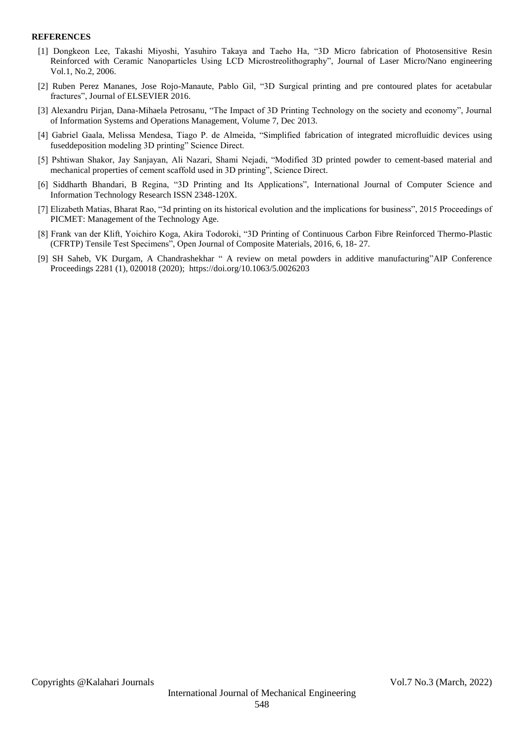**REFERENCES**

[1] Dongkeon Lee, Takashi Miyoshi, Yasuhiro Takaya and Taeho Ha, "3D Micro fabrication of Photosensitive Resin Reinforced with Ceramic Nanoparticles Using LCD Microstreolithography", Journal of Laser Micro/Nano engineering Vol.1, No.2, 2006.

[2] Ruben Perez Mananes, Jose Rojo-Manaute, Pablo Gil, "3D Surgical printing and pre contoured plates for acetabular fractures", Journal of ELSEVIER 2016.

[3] Alexandru Pirjan, Dana-Mihaela Petrosanu, "The Impact of 3D Printing Technology on the society and economy", Journal of Information Systems and Operations Management, Volume 7, Dec 2013.

[4] Gabriel Gaala, Melissa Mendesa, Tiago P. de Almeida, "Simplified fabrication of integrated microfluidic devices using fuseddeposition modeling 3D printing" Science Direct.

[5] Pshtiwan Shakor, Jay Sanjayan, Ali Nazari, Shami Nejadi, "Modified 3D printed powder to cement-based material and mechanical properties of cement scaffold used in 3D printing", Science Direct.

[6] Siddharth Bhandari, B Regina, "3D Printing and Its Applications", International Journal of Computer Science and Information Technology Research ISSN 2348-120X.

[7] Elizabeth Matias, Bharat Rao, "3d printing on its historical evolution and the implications for business", 2015 Proceedings of PICMET: Management of the Technology Age.

[8] Frank van der Klift, Yoichiro Koga, Akira Todoroki, "3D Printing of Continuous Carbon Fibre Reinforced Thermo-Plastic (CFRTP) Tensile Test Specimens", Open Journal of Composite Materials, 2016, 6, 18- 27.

[9] SH Saheb, VK Durgam, A Chandrashekhar " A review on metal powders in additive manufacturing"AIP Conference Proceedings 2281 (1), 020018 (2020); https://doi.org/10.1063/5.0026203